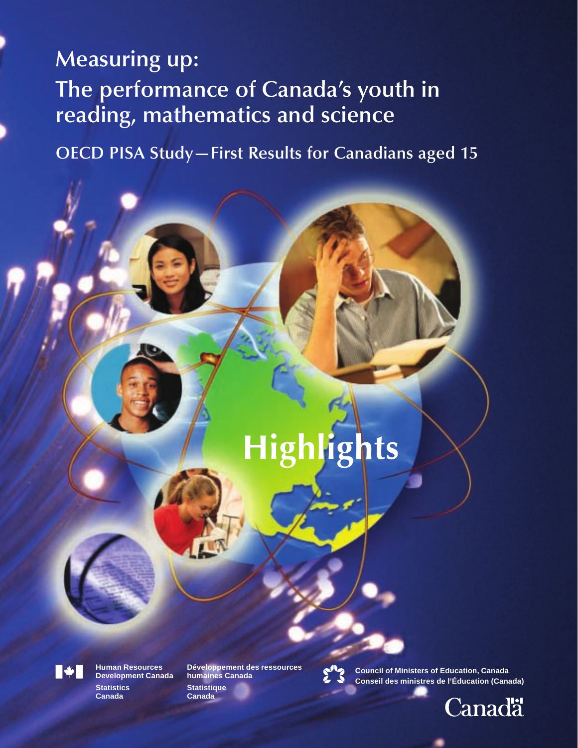# Measuring up: The performance of Canada's youth in reading, mathematics and science

## OECD PISA Study—First Results for Canadians aged 15

# Highlights

Human Resources Development Canada

Développement des ressources humaines Canada

Statistics Canada

Statistique Canada

Council of Ministers of Education, Canada

Conseil des ministres de l'Éducation (Canada)

Canada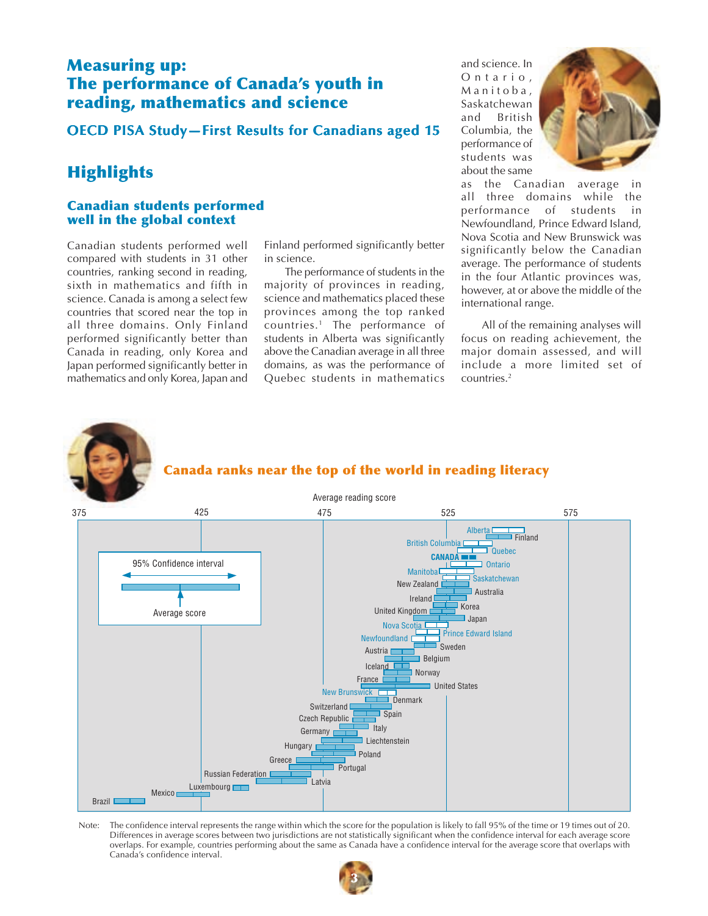# Measuring up: The performance of Canada's youth in reading, mathematics and science

## OECD PISA Study—First Results for Canadians aged 15

## Highlights

### Canadian students performed well in the global context

Canadian students performed well compared with students in 31 other countries, ranking second in reading, sixth in mathematics and fifth in science. Canada is among a select few countries that scored near the top in all three domains. Only Finland performed significantly better than Canada in reading, only Korea and Japan performed significantly better in mathematics and only Korea, Japan and Finland performed significantly better in science.

The performance of students in the majority of provinces in reading, science and mathematics placed these provinces among the top ranked countries.[1] The performance of students in Alberta was significantly above the Canadian average in all three domains, as was the performance of Quebec students in mathematics and science. In Ontario, Manitoba, Saskatchewan and British Columbia, the performance of students was about the same as the Canadian average in all three domains while the performance of students in Newfoundland, Prince Edward Island, Nova Scotia and New Brunswick was significantly below the Canadian average. The performance of students in the four Atlantic provinces was, however, at or above the middle of the international range.

All of the remaining analyses will focus on reading achievement, the major domain assessed, and will include a more limited set of countries.[2]

### Canada ranks near the top of the world in reading literacy

Average reading score (scale: 375, 425, 475, 525, 575)

95% Confidence interval — Average score

Jurisdictions in order: Alberta, Finland, British Columbia, Quebec, CANADA, Ontario, Manitoba, Saskatchewan, New Zealand, Australia, Ireland, Korea, United Kingdom, Japan, Nova Scotia, Prince Edward Island, Newfoundland, Sweden, Austria, Belgium, Iceland, Norway, France, United States, New Brunswick, Denmark, Switzerland, Spain, Czech Republic, Italy, Germany, Liechtenstein, Hungary, Poland, Greece, Portugal, Russian Federation, Latvia, Luxembourg, Mexico, Brazil

Note: The confidence interval represents the range within which the score for the population is likely to fall 95% of the time or 19 times out of 20. Differences in average scores between two jurisdictions are not statistically significant when the confidence interval for each average score overlaps. For example, countries performing about the same as Canada have a confidence interval for the average score that overlaps with Canada's confidence interval.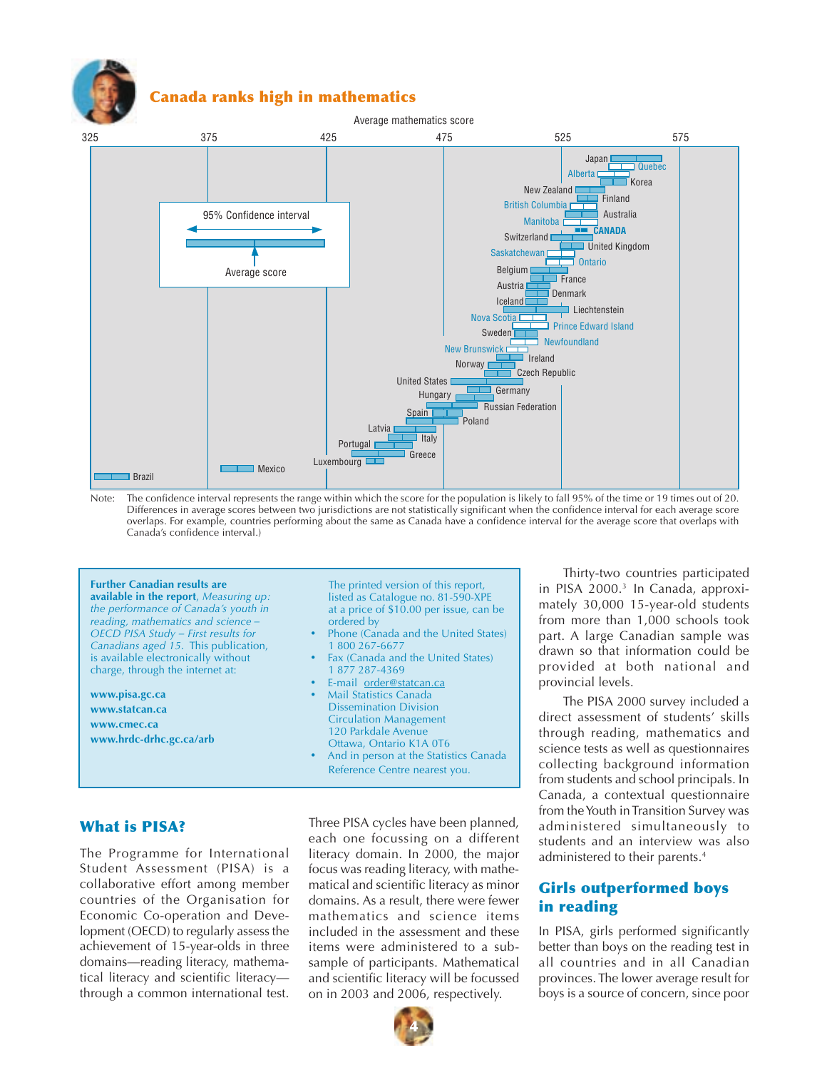## Canada ranks high in mathematics

Average mathematics score

325 375 425 475 525 575

Japan, Quebec, Alberta, Korea, New Zealand, Finland, British Columbia, Australia, Manitoba, CANADA, Switzerland, United Kingdom, Saskatchewan, Ontario, Belgium, France, Austria, Denmark, Iceland, Liechtenstein, Nova Scotia, Prince Edward Island, Sweden, Newfoundland, New Brunswick, Ireland, Norway, Czech Republic, United States, Germany, Hungary, Russian Federation, Spain, Poland, Latvia, Italy, Portugal, Greece, Luxembourg, Mexico, Brazil

95% Confidence interval

Average score

Note: The confidence interval represents the range within which the score for the population is likely to fall 95% of the time or 19 times out of 20. Differences in average scores between two jurisdictions are not statistically significant when the confidence interval for each average score overlaps. For example, countries performing about the same as Canada have a confidence interval for the average score that overlaps with Canada's confidence interval.)

**Further Canadian results are available in the report**, *Measuring up: the performance of Canada's youth in reading, mathematics and science – OECD PISA Study – First results for Canadians aged 15.* This publication, is available electronically without charge, through the internet at:

**www.pisa.gc.ca**
**www.statcan.ca**
**www.cmec.ca**
**www.hrdc-drhc.gc.ca/arb**

The printed version of this report, listed as Catalogue no. 81-590-XPE at a price of $10.00 per issue, can be ordered by

- Phone (Canada and the United States) 1 800 267-6677
- Fax (Canada and the United States) 1 877 287-4369
- E-mail order@statcan.ca
- Mail Statistics Canada Dissemination Division Circulation Management 120 Parkdale Avenue Ottawa, Ontario K1A 0T6
- And in person at the Statistics Canada Reference Centre nearest you.

## What is PISA?

The Programme for International Student Assessment (PISA) is a collaborative effort among member countries of the Organisation for Economic Co-operation and Development (OECD) to regularly assess the achievement of 15-year-olds in three domains—reading literacy, mathematical literacy and scientific literacy—through a common international test.

Three PISA cycles have been planned, each one focussing on a different literacy domain. In 2000, the major focus was reading literacy, with mathematical and scientific literacy as minor domains. As a result, there were fewer mathematics and science items included in the assessment and these items were administered to a sub-sample of participants. Mathematical and scientific literacy will be focussed on in 2003 and 2006, respectively.

Thirty-two countries participated in PISA 2000.[3] In Canada, approximately 30,000 15-year-old students from more than 1,000 schools took part. A large Canadian sample was drawn so that information could be provided at both national and provincial levels.

The PISA 2000 survey included a direct assessment of students' skills through reading, mathematics and science tests as well as questionnaires collecting background information from students and school principals. In Canada, a contextual questionnaire from the Youth in Transition Survey was administered simultaneously to students and an interview was also administered to their parents.[4]

## Girls outperformed boys in reading

In PISA, girls performed significantly better than boys on the reading test in all countries and in all Canadian provinces. The lower average result for boys is a source of concern, since poor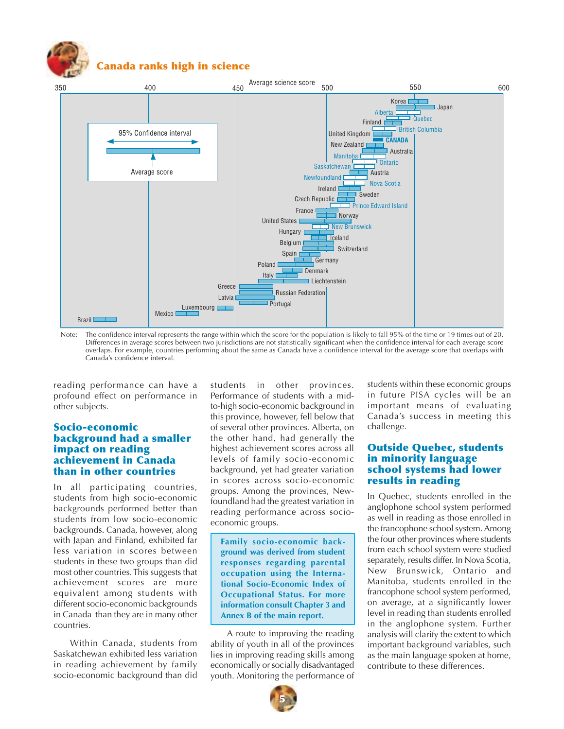## Canada ranks high in science

Average science score

350 400 450 500 550 600

Korea, Japan, Alberta, Quebec, Finland, British Columbia, United Kingdom, **CANADA**, New Zealand, Australia, Manitoba, Ontario, Saskatchewan, Austria, Newfoundland, Nova Scotia, Ireland, Sweden, Czech Republic, Prince Edward Island, France, Norway, United States, New Brunswick, Hungary, Iceland, Belgium, Switzerland, Spain, Germany, Poland, Denmark, Italy, Liechtenstein, Greece, Russian Federation, Latvia, Portugal, Luxembourg, Mexico, Brazil

95% Confidence interval

Average score

Note: The confidence interval represents the range within which the score for the population is likely to fall 95% of the time or 19 times out of 20. Differences in average scores between two jurisdictions are not statistically significant when the confidence interval for each average score overlaps. For example, countries performing about the same as Canada have a confidence interval for the average score that overlaps with Canada's confidence interval.

reading performance can have a profound effect on performance in other subjects.

### Socio-economic background had a smaller impact on reading achievement in Canada than in other countries

In all participating countries, students from high socio-economic backgrounds performed better than students from low socio-economic backgrounds. Canada, however, along with Japan and Finland, exhibited far less variation in scores between students in these two groups than did most other countries. This suggests that achievement scores are more equivalent among students with different socio-economic backgrounds in Canada than they are in many other countries.

Within Canada, students from Saskatchewan exhibited less variation in reading achievement by family socio-economic background than did students in other provinces. Performance of students with a mid-to-high socio-economic background in this province, however, fell below that of several other provinces. Alberta, on the other hand, had generally the highest achievement scores across all levels of family socio-economic background, yet had greater variation in scores across socio-economic groups. Among the provinces, Newfoundland had the greatest variation in reading performance across socio-economic groups.

**Family socio-economic background was derived from student responses regarding parental occupation using the International Socio-Economic Index of Occupational Status. For more information consult Chapter 3 and Annex B of the main report.**

A route to improving the reading ability of youth in all of the provinces lies in improving reading skills among economically or socially disadvantaged youth. Monitoring the performance of students within these economic groups in future PISA cycles will be an important means of evaluating Canada's success in meeting this challenge.

### Outside Quebec, students in minority language school systems had lower results in reading

In Quebec, students enrolled in the anglophone school system performed as well in reading as those enrolled in the francophone school system. Among the four other provinces where students from each school system were studied separately, results differ. In Nova Scotia, New Brunswick, Ontario and Manitoba, students enrolled in the francophone school system performed, on average, at a significantly lower level in reading than students enrolled in the anglophone system. Further analysis will clarify the extent to which important background variables, such as the main language spoken at home, contribute to these differences.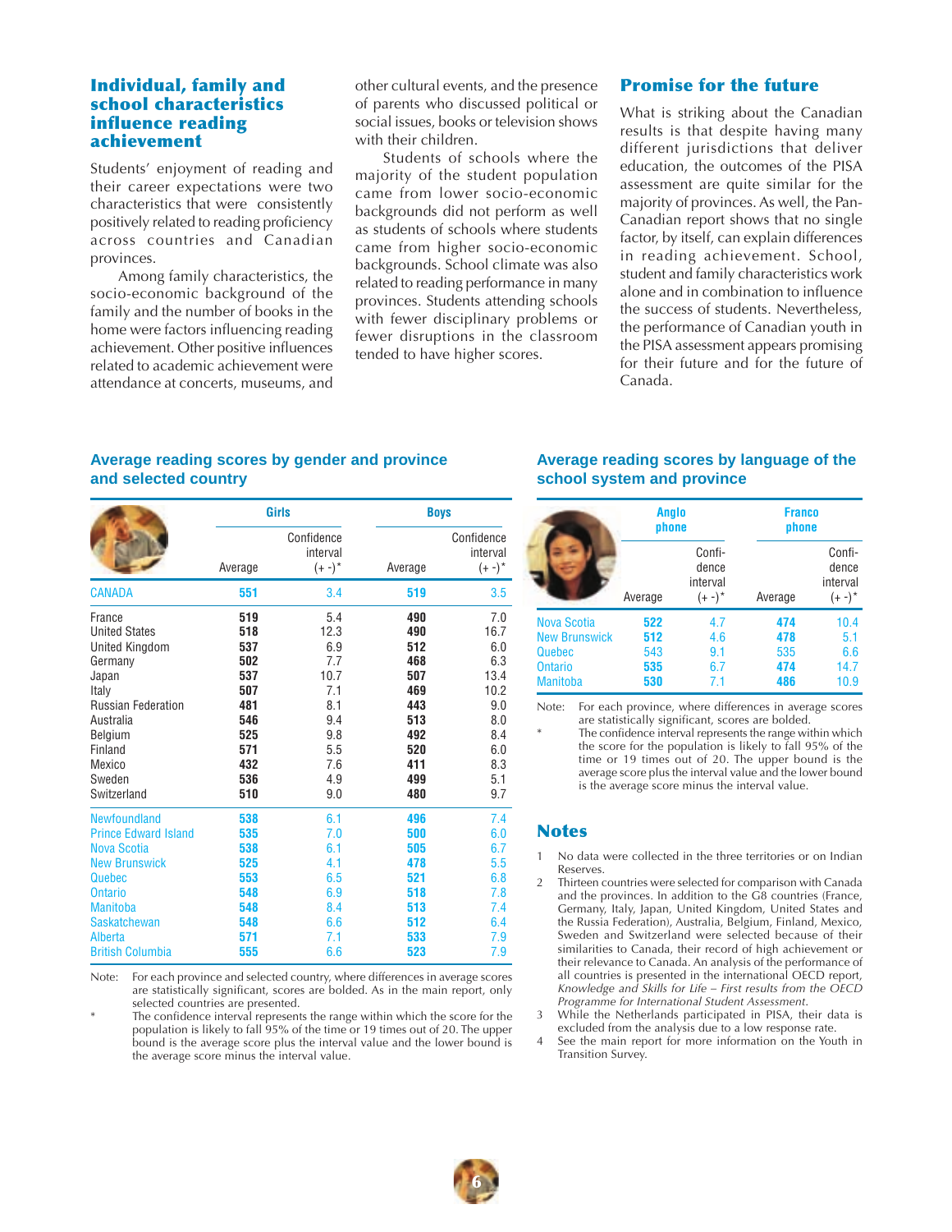## Individual, family and school characteristics influence reading achievement

Students' enjoyment of reading and their career expectations were two characteristics that were consistently positively related to reading proficiency across countries and Canadian provinces.

Among family characteristics, the socio-economic background of the family and the number of books in the home were factors influencing reading achievement. Other positive influences related to academic achievement were attendance at concerts, museums, and other cultural events, and the presence of parents who discussed political or social issues, books or television shows with their children.

Students of schools where the majority of the student population came from lower socio-economic backgrounds did not perform as well as students of schools where students came from higher socio-economic backgrounds. School climate was also related to reading performance in many provinces. Students attending schools with fewer disciplinary problems or fewer disruptions in the classroom tended to have higher scores.

## Promise for the future

What is striking about the Canadian results is that despite having many different jurisdictions that deliver education, the outcomes of the PISA assessment are quite similar for the majority of provinces. As well, the Pan-Canadian report shows that no single factor, by itself, can explain differences in reading achievement. School, student and family characteristics work alone and in combination to influence the success of students. Nevertheless, the performance of Canadian youth in the PISA assessment appears promising for their future and for the future of Canada.

### Average reading scores by gender and province and selected country

| | Girls | | Boys | |
|---|---|---|---|---|
| | Average | Confidence interval (+ -)* | Average | Confidence interval (+ -)* |
| CANADA | **551** | 3.4 | **519** | 3.5 |
| France | **519** | 5.4 | **490** | 7.0 |
| United States | **518** | 12.3 | **490** | 16.7 |
| United Kingdom | **537** | 6.9 | **512** | 6.0 |
| Germany | **502** | 7.7 | **468** | 6.3 |
| Japan | **537** | 10.7 | **507** | 13.4 |
| Italy | **507** | 7.1 | **469** | 10.2 |
| Russian Federation | **481** | 8.1 | **443** | 9.0 |
| Australia | **546** | 9.4 | **513** | 8.0 |
| Belgium | **525** | 9.8 | **492** | 8.4 |
| Finland | **571** | 5.5 | **520** | 6.0 |
| Mexico | **432** | 7.6 | **411** | 8.3 |
| Sweden | **536** | 4.9 | **499** | 5.1 |
| Switzerland | **510** | 9.0 | **480** | 9.7 |
| Newfoundland | **538** | 6.1 | **496** | 7.4 |
| Prince Edward Island | **535** | 7.0 | **500** | 6.0 |
| Nova Scotia | **538** | 6.1 | **505** | 6.7 |
| New Brunswick | **525** | 4.1 | **478** | 5.5 |
| Quebec | **553** | 6.5 | **521** | 6.8 |
| Ontario | **548** | 6.9 | **518** | 7.8 |
| Manitoba | **548** | 8.4 | **513** | 7.4 |
| Saskatchewan | **548** | 6.6 | **512** | 6.4 |
| Alberta | **571** | 7.1 | **533** | 7.9 |
| British Columbia | **555** | 6.6 | **523** | 7.9 |

Note: For each province and selected country, where differences in average scores are statistically significant, scores are bolded. As in the main report, only selected countries are presented.

\* The confidence interval represents the range within which the score for the population is likely to fall 95% of the time or 19 times out of 20. The upper bound is the average score plus the interval value and the lower bound is the average score minus the interval value.

### Average reading scores by language of the school system and province

| | Anglophone | | Francophone | |
|---|---|---|---|---|
| | Average | Confidence interval (+ -)* | Average | Confidence interval (+ -)* |
| Nova Scotia | **522** | 4.7 | **474** | 10.4 |
| New Brunswick | **512** | 4.6 | **478** | 5.1 |
| Quebec | 543 | 9.1 | 535 | 6.6 |
| Ontario | **535** | 6.7 | **474** | 14.7 |
| Manitoba | **530** | 7.1 | **486** | 10.9 |

Note: For each province, where differences in average scores are statistically significant, scores are bolded.

\* The confidence interval represents the range within which the score for the population is likely to fall 95% of the time or 19 times out of 20. The upper bound is the average score plus the interval value and the lower bound is the average score minus the interval value.

## Notes

1. No data were collected in the three territories or on Indian Reserves.
2. Thirteen countries were selected for comparison with Canada and the provinces. In addition to the G8 countries (France, Germany, Italy, Japan, United Kingdom, United States and the Russia Federation), Australia, Belgium, Finland, Mexico, Sweden and Switzerland were selected because of their similarities to Canada, their record of high achievement or their relevance to Canada. An analysis of the performance of all countries is presented in the international OECD report, *Knowledge and Skills for Life – First results from the OECD Programme for International Student Assessment*.
3. While the Netherlands participated in PISA, their data is excluded from the analysis due to a low response rate.
4. See the main report for more information on the Youth in Transition Survey.